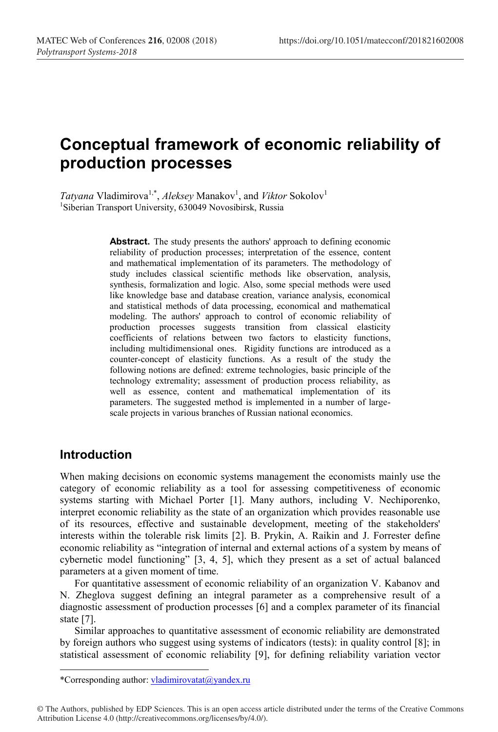# Conceptual framework of economic reliability of production processes

*Tatyana* Vladimirova[1,*], *Aleksey* Manakov[1], and *Viktor* Sokolov[1]

[1]Siberian Transport University, 630049 Novosibirsk, Russia

**Abstract.** The study presents the authors' approach to defining economic reliability of production processes; interpretation of the essence, content and mathematical implementation of its parameters. The methodology of study includes classical scientific methods like observation, analysis, synthesis, formalization and logic. Also, some special methods were used like knowledge base and database creation, variance analysis, economical and statistical methods of data processing, economical and mathematical modeling. The authors' approach to control of economic reliability of production processes suggests transition from classical elasticity coefficients of relations between two factors to elasticity functions, including multidimensional ones. Rigidity functions are introduced as a counter-concept of elasticity functions. As a result of the study the following notions are defined: extreme technologies, basic principle of the technology extremality; assessment of production process reliability, as well as essence, content and mathematical implementation of its parameters. The suggested method is implemented in a number of large-scale projects in various branches of Russian national economics.

## Introduction

When making decisions on economic systems management the economists mainly use the category of economic reliability as a tool for assessing competitiveness of economic systems starting with Michael Porter [1]. Many authors, including V. Nechiporenko, interpret economic reliability as the state of an organization which provides reasonable use of its resources, effective and sustainable development, meeting of the stakeholders' interests within the tolerable risk limits [2]. B. Prykin, A. Raikin and J. Forrester define economic reliability as "integration of internal and external actions of a system by means of cybernetic model functioning" [3, 4, 5], which they present as a set of actual balanced parameters at a given moment of time.

For quantitative assessment of economic reliability of an organization V. Kabanov and N. Zheglova suggest defining an integral parameter as a comprehensive result of a diagnostic assessment of production processes [6] and a complex parameter of its financial state [7].

Similar approaches to quantitative assessment of economic reliability are demonstrated by foreign authors who suggest using systems of indicators (tests): in quality control [8]; in statistical assessment of economic reliability [9], for defining reliability variation vector

*Corresponding author: vladimirovatat@yandex.ru

© The Authors, published by EDP Sciences. This is an open access article distributed under the terms of the Creative Commons Attribution License 4.0 (http://creativecommons.org/licenses/by/4.0/).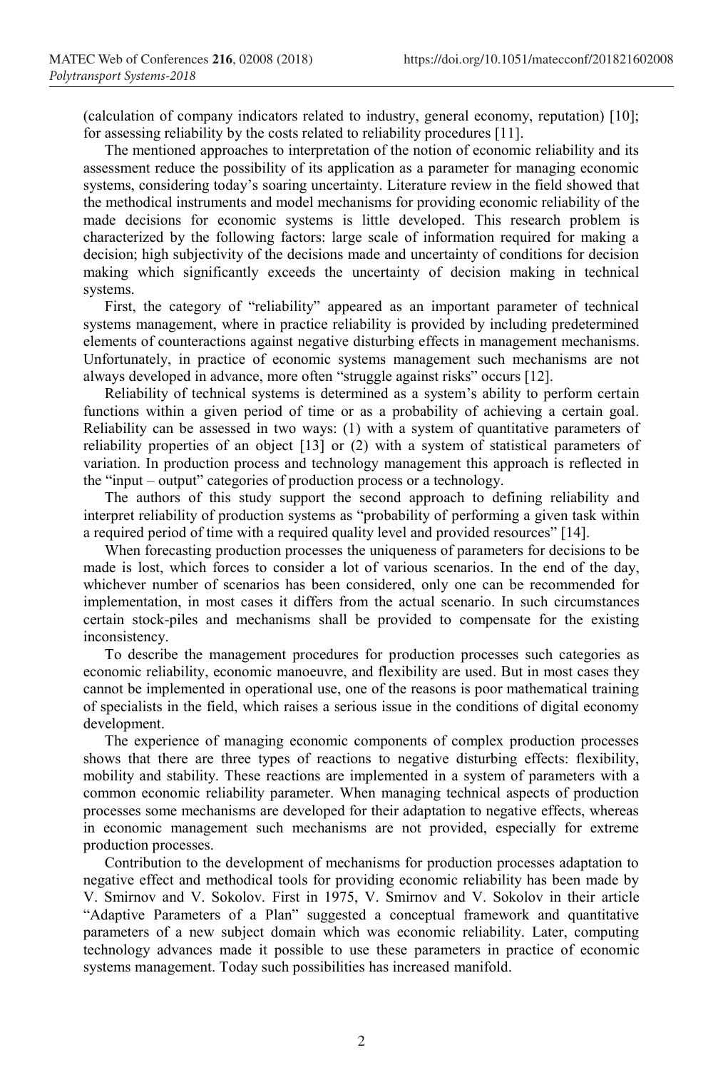(calculation of company indicators related to industry, general economy, reputation) [10]; for assessing reliability by the costs related to reliability procedures [11].

The mentioned approaches to interpretation of the notion of economic reliability and its assessment reduce the possibility of its application as a parameter for managing economic systems, considering today's soaring uncertainty. Literature review in the field showed that the methodical instruments and model mechanisms for providing economic reliability of the made decisions for economic systems is little developed. This research problem is characterized by the following factors: large scale of information required for making a decision; high subjectivity of the decisions made and uncertainty of conditions for decision making which significantly exceeds the uncertainty of decision making in technical systems.

First, the category of "reliability" appeared as an important parameter of technical systems management, where in practice reliability is provided by including predetermined elements of counteractions against negative disturbing effects in management mechanisms. Unfortunately, in practice of economic systems management such mechanisms are not always developed in advance, more often "struggle against risks" occurs [12].

Reliability of technical systems is determined as a system's ability to perform certain functions within a given period of time or as a probability of achieving a certain goal. Reliability can be assessed in two ways: (1) with a system of quantitative parameters of reliability properties of an object [13] or (2) with a system of statistical parameters of variation. In production process and technology management this approach is reflected in the "input – output" categories of production process or a technology.

The authors of this study support the second approach to defining reliability and interpret reliability of production systems as "probability of performing a given task within a required period of time with a required quality level and provided resources" [14].

When forecasting production processes the uniqueness of parameters for decisions to be made is lost, which forces to consider a lot of various scenarios. In the end of the day, whichever number of scenarios has been considered, only one can be recommended for implementation, in most cases it differs from the actual scenario. In such circumstances certain stock-piles and mechanisms shall be provided to compensate for the existing inconsistency.

To describe the management procedures for production processes such categories as economic reliability, economic manoeuvre, and flexibility are used. But in most cases they cannot be implemented in operational use, one of the reasons is poor mathematical training of specialists in the field, which raises a serious issue in the conditions of digital economy development.

The experience of managing economic components of complex production processes shows that there are three types of reactions to negative disturbing effects: flexibility, mobility and stability. These reactions are implemented in a system of parameters with a common economic reliability parameter. When managing technical aspects of production processes some mechanisms are developed for their adaptation to negative effects, whereas in economic management such mechanisms are not provided, especially for extreme production processes.

Contribution to the development of mechanisms for production processes adaptation to negative effect and methodical tools for providing economic reliability has been made by V. Smirnov and V. Sokolov. First in 1975, V. Smirnov and V. Sokolov in their article "Adaptive Parameters of a Plan" suggested a conceptual framework and quantitative parameters of a new subject domain which was economic reliability. Later, computing technology advances made it possible to use these parameters in practice of economic systems management. Today such possibilities has increased manifold.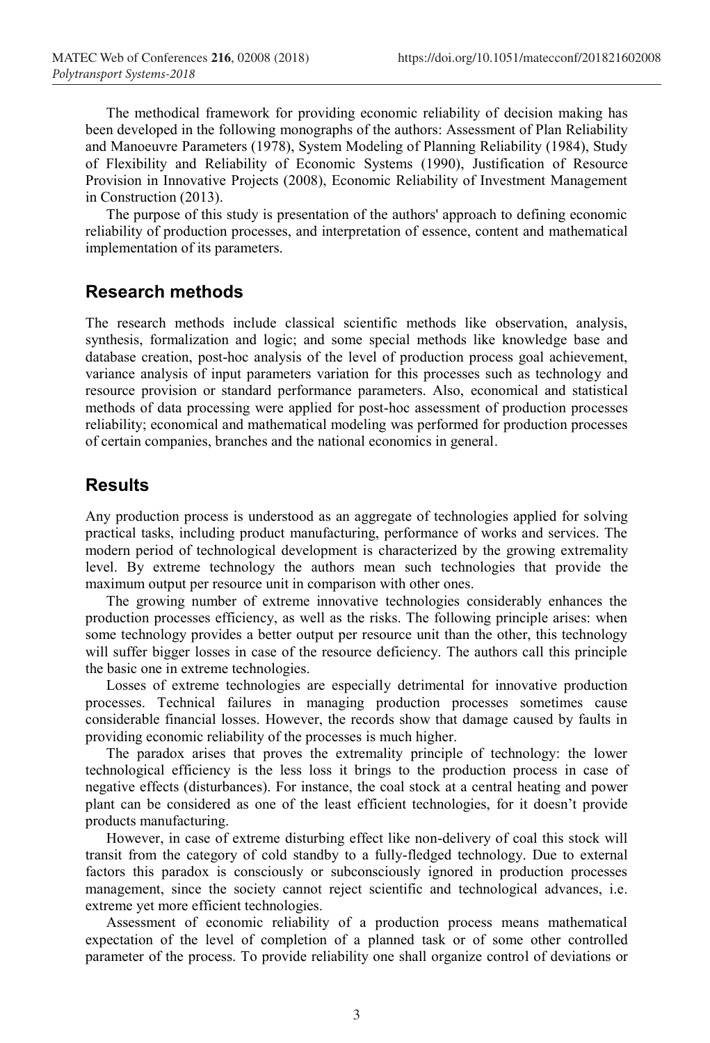The methodical framework for providing economic reliability of decision making has been developed in the following monographs of the authors: Assessment of Plan Reliability and Manoeuvre Parameters (1978), System Modeling of Planning Reliability (1984), Study of Flexibility and Reliability of Economic Systems (1990), Justification of Resource Provision in Innovative Projects (2008), Economic Reliability of Investment Management in Construction (2013).

The purpose of this study is presentation of the authors' approach to defining economic reliability of production processes, and interpretation of essence, content and mathematical implementation of its parameters.

## Research methods

The research methods include classical scientific methods like observation, analysis, synthesis, formalization and logic; and some special methods like knowledge base and database creation, post-hoc analysis of the level of production process goal achievement, variance analysis of input parameters variation for this processes such as technology and resource provision or standard performance parameters. Also, economical and statistical methods of data processing were applied for post-hoc assessment of production processes reliability; economical and mathematical modeling was performed for production processes of certain companies, branches and the national economics in general.

## Results

Any production process is understood as an aggregate of technologies applied for solving practical tasks, including product manufacturing, performance of works and services. The modern period of technological development is characterized by the growing extremality level. By extreme technology the authors mean such technologies that provide the maximum output per resource unit in comparison with other ones.

The growing number of extreme innovative technologies considerably enhances the production processes efficiency, as well as the risks. The following principle arises: when some technology provides a better output per resource unit than the other, this technology will suffer bigger losses in case of the resource deficiency. The authors call this principle the basic one in extreme technologies.

Losses of extreme technologies are especially detrimental for innovative production processes. Technical failures in managing production processes sometimes cause considerable financial losses. However, the records show that damage caused by faults in providing economic reliability of the processes is much higher.

The paradox arises that proves the extremality principle of technology: the lower technological efficiency is the less loss it brings to the production process in case of negative effects (disturbances). For instance, the coal stock at a central heating and power plant can be considered as one of the least efficient technologies, for it doesn't provide products manufacturing.

However, in case of extreme disturbing effect like non-delivery of coal this stock will transit from the category of cold standby to a fully-fledged technology. Due to external factors this paradox is consciously or subconsciously ignored in production processes management, since the society cannot reject scientific and technological advances, i.e. extreme yet more efficient technologies.

Assessment of economic reliability of a production process means mathematical expectation of the level of completion of a planned task or of some other controlled parameter of the process. To provide reliability one shall organize control of deviations or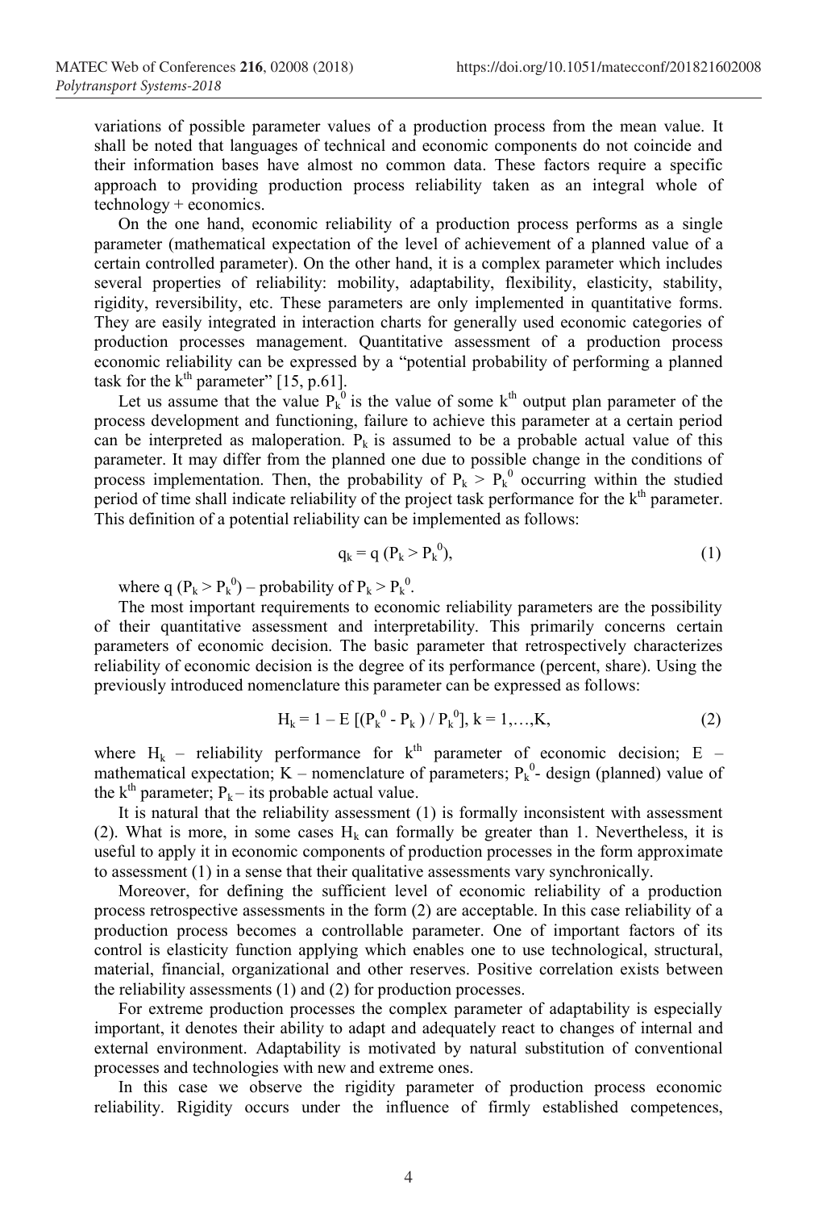variations of possible parameter values of a production process from the mean value. It shall be noted that languages of technical and economic components do not coincide and their information bases have almost no common data. These factors require a specific approach to providing production process reliability taken as an integral whole of technology + economics.

On the one hand, economic reliability of a production process performs as a single parameter (mathematical expectation of the level of achievement of a planned value of a certain controlled parameter). On the other hand, it is a complex parameter which includes several properties of reliability: mobility, adaptability, flexibility, elasticity, stability, rigidity, reversibility, etc. These parameters are only implemented in quantitative forms. They are easily integrated in interaction charts for generally used economic categories of production processes management. Quantitative assessment of a production process economic reliability can be expressed by a "potential probability of performing a planned task for the $k^{th}$ parameter" [15, p.61].

Let us assume that the value $P_k^0$ is the value of some $k^{th}$ output plan parameter of the process development and functioning, failure to achieve this parameter at a certain period can be interpreted as maloperation. $P_k$ is assumed to be a probable actual value of this parameter. It may differ from the planned one due to possible change in the conditions of process implementation. Then, the probability of $P_k > P_k^0$ occurring within the studied period of time shall indicate reliability of the project task performance for the $k^{th}$ parameter. This definition of a potential reliability can be implemented as follows:

$$q_k = q\,(P_k > P_k^0), \tag{1}$$

where $q\,(P_k > P_k^0)$ – probability of $P_k > P_k^0$.

The most important requirements to economic reliability parameters are the possibility of their quantitative assessment and interpretability. This primarily concerns certain parameters of economic decision. The basic parameter that retrospectively characterizes reliability of economic decision is the degree of its performance (percent, share). Using the previously introduced nomenclature this parameter can be expressed as follows:

$$H_k = 1 - E\,[(P_k^0 - P_k) / P_k^0],\ k = 1,\dots,K, \tag{2}$$

where $H_k$ – reliability performance for $k^{th}$ parameter of economic decision; $E$ – mathematical expectation; $K$ – nomenclature of parameters; $P_k^0$- design (planned) value of the $k^{th}$ parameter; $P_k$ – its probable actual value.

It is natural that the reliability assessment (1) is formally inconsistent with assessment (2). What is more, in some cases $H_k$ can formally be greater than 1. Nevertheless, it is useful to apply it in economic components of production processes in the form approximate to assessment (1) in a sense that their qualitative assessments vary synchronically.

Moreover, for defining the sufficient level of economic reliability of a production process retrospective assessments in the form (2) are acceptable. In this case reliability of a production process becomes a controllable parameter. One of important factors of its control is elasticity function applying which enables one to use technological, structural, material, financial, organizational and other reserves. Positive correlation exists between the reliability assessments (1) and (2) for production processes.

For extreme production processes the complex parameter of adaptability is especially important, it denotes their ability to adapt and adequately react to changes of internal and external environment. Adaptability is motivated by natural substitution of conventional processes and technologies with new and extreme ones.

In this case we observe the rigidity parameter of production process economic reliability. Rigidity occurs under the influence of firmly established competences,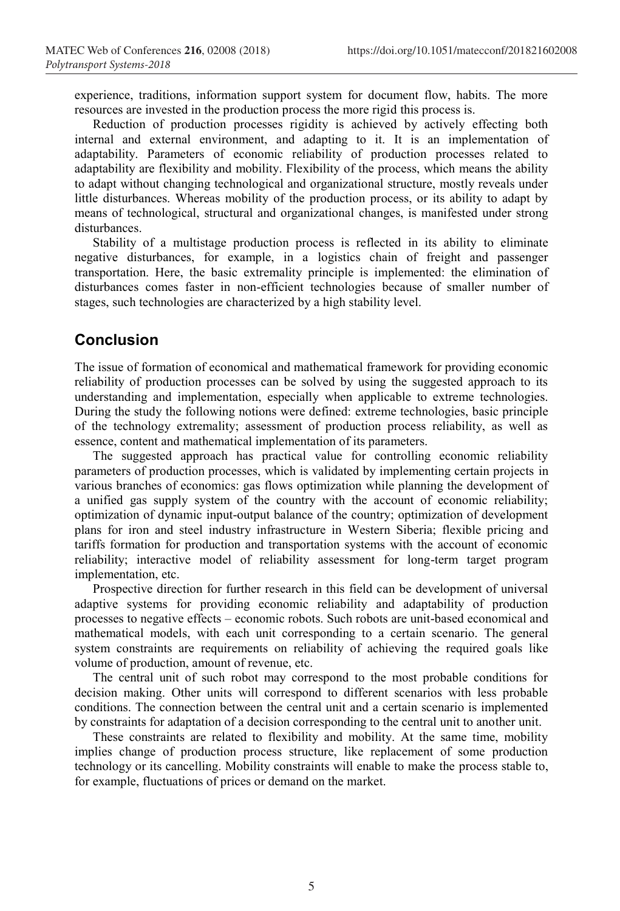experience, traditions, information support system for document flow, habits. The more resources are invested in the production process the more rigid this process is.

Reduction of production processes rigidity is achieved by actively effecting both internal and external environment, and adapting to it. It is an implementation of adaptability. Parameters of economic reliability of production processes related to adaptability are flexibility and mobility. Flexibility of the process, which means the ability to adapt without changing technological and organizational structure, mostly reveals under little disturbances. Whereas mobility of the production process, or its ability to adapt by means of technological, structural and organizational changes, is manifested under strong disturbances.

Stability of a multistage production process is reflected in its ability to eliminate negative disturbances, for example, in a logistics chain of freight and passenger transportation. Here, the basic extremality principle is implemented: the elimination of disturbances comes faster in non-efficient technologies because of smaller number of stages, such technologies are characterized by a high stability level.

## Conclusion

The issue of formation of economical and mathematical framework for providing economic reliability of production processes can be solved by using the suggested approach to its understanding and implementation, especially when applicable to extreme technologies. During the study the following notions were defined: extreme technologies, basic principle of the technology extremality; assessment of production process reliability, as well as essence, content and mathematical implementation of its parameters.

The suggested approach has practical value for controlling economic reliability parameters of production processes, which is validated by implementing certain projects in various branches of economics: gas flows optimization while planning the development of a unified gas supply system of the country with the account of economic reliability; optimization of dynamic input-output balance of the country; optimization of development plans for iron and steel industry infrastructure in Western Siberia; flexible pricing and tariffs formation for production and transportation systems with the account of economic reliability; interactive model of reliability assessment for long-term target program implementation, etc.

Prospective direction for further research in this field can be development of universal adaptive systems for providing economic reliability and adaptability of production processes to negative effects – economic robots. Such robots are unit-based economical and mathematical models, with each unit corresponding to a certain scenario. The general system constraints are requirements on reliability of achieving the required goals like volume of production, amount of revenue, etc.

The central unit of such robot may correspond to the most probable conditions for decision making. Other units will correspond to different scenarios with less probable conditions. The connection between the central unit and a certain scenario is implemented by constraints for adaptation of a decision corresponding to the central unit to another unit.

These constraints are related to flexibility and mobility. At the same time, mobility implies change of production process structure, like replacement of some production technology or its cancelling. Mobility constraints will enable to make the process stable to, for example, fluctuations of prices or demand on the market.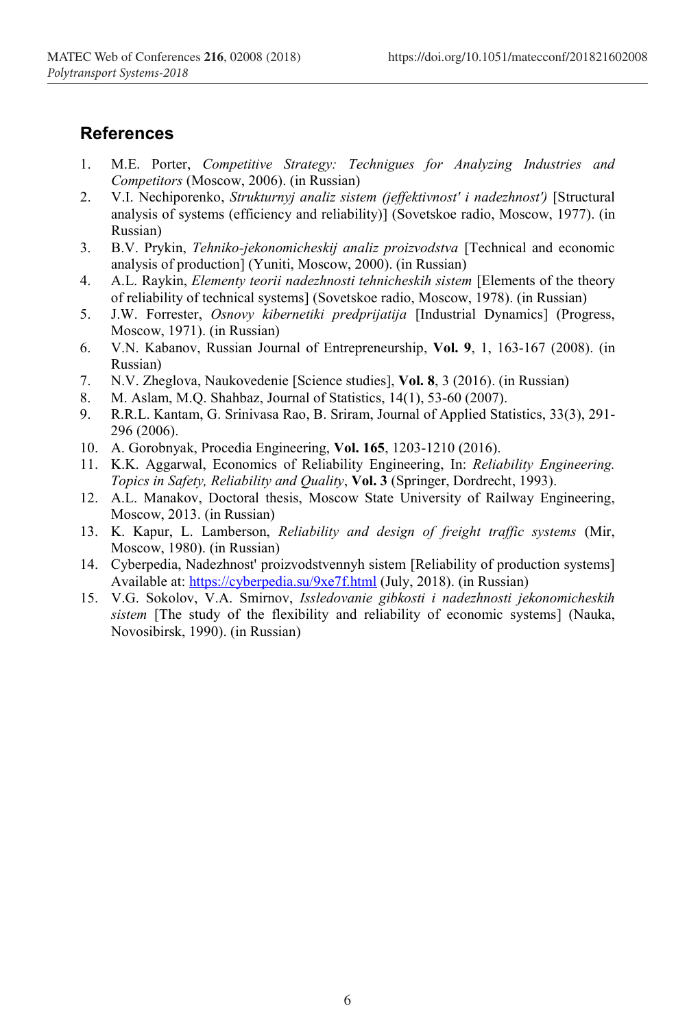## References

1. M.E. Porter, *Competitive Strategy: Techniques for Analyzing Industries and Competitors* (Moscow, 2006). (in Russian)
2. V.I. Nechiporenko, *Strukturnyj analiz sistem (jeffektivnost' i nadezhnost')* [Structural analysis of systems (efficiency and reliability)] (Sovetskoe radio, Moscow, 1977). (in Russian)
3. B.V. Prykin, *Tehniko-jekonomicheskij analiz proizvodstva* [Technical and economic analysis of production] (Yuniti, Moscow, 2000). (in Russian)
4. A.L. Raykin, *Elementy teorii nadezhnosti tehnicheskih sistem* [Elements of the theory of reliability of technical systems] (Sovetskoe radio, Moscow, 1978). (in Russian)
5. J.W. Forrester, *Osnovy kibernetiki predprijatija* [Industrial Dynamics] (Progress, Moscow, 1971). (in Russian)
6. V.N. Kabanov, Russian Journal of Entrepreneurship, **Vol. 9**, 1, 163-167 (2008). (in Russian)
7. N.V. Zheglova, Naukovedenie [Science studies], **Vol. 8**, 3 (2016). (in Russian)
8. M. Aslam, M.Q. Shahbaz, Journal of Statistics, 14(1), 53-60 (2007).
9. R.R.L. Kantam, G. Srinivasa Rao, B. Sriram, Journal of Applied Statistics, 33(3), 291-296 (2006).
10. A. Gorobnyak, Procedia Engineering, **Vol. 165**, 1203-1210 (2016).
11. K.K. Aggarwal, Economics of Reliability Engineering, In: *Reliability Engineering. Topics in Safety, Reliability and Quality*, **Vol. 3** (Springer, Dordrecht, 1993).
12. A.L. Manakov, Doctoral thesis, Moscow State University of Railway Engineering, Moscow, 2013. (in Russian)
13. K. Kapur, L. Lamberson, *Reliability and design of freight traffic systems* (Mir, Moscow, 1980). (in Russian)
14. Cyberpedia, Nadezhnost' proizvodstvennyh sistem [Reliability of production systems] Available at: https://cyberpedia.su/9xe7f.html (July, 2018). (in Russian)
15. V.G. Sokolov, V.A. Smirnov, *Issledovanie gibkosti i nadezhnosti jekonomicheskih sistem* [The study of the flexibility and reliability of economic systems] (Nauka, Novosibirsk, 1990). (in Russian)